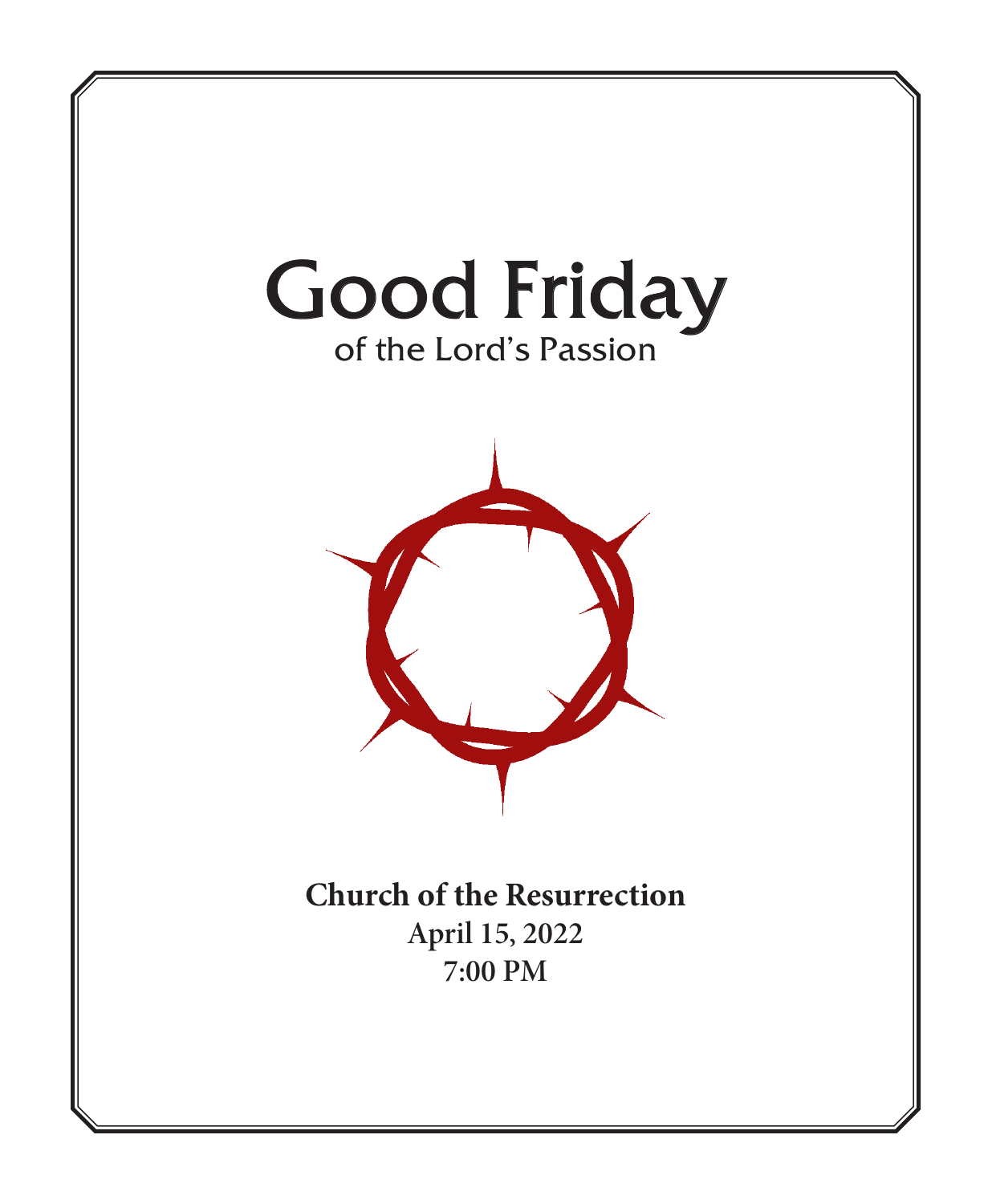# Good Friday

## of the Lord's Passion

**Church of the Resurrection**

**April 15, 2022**

**7:00 PM**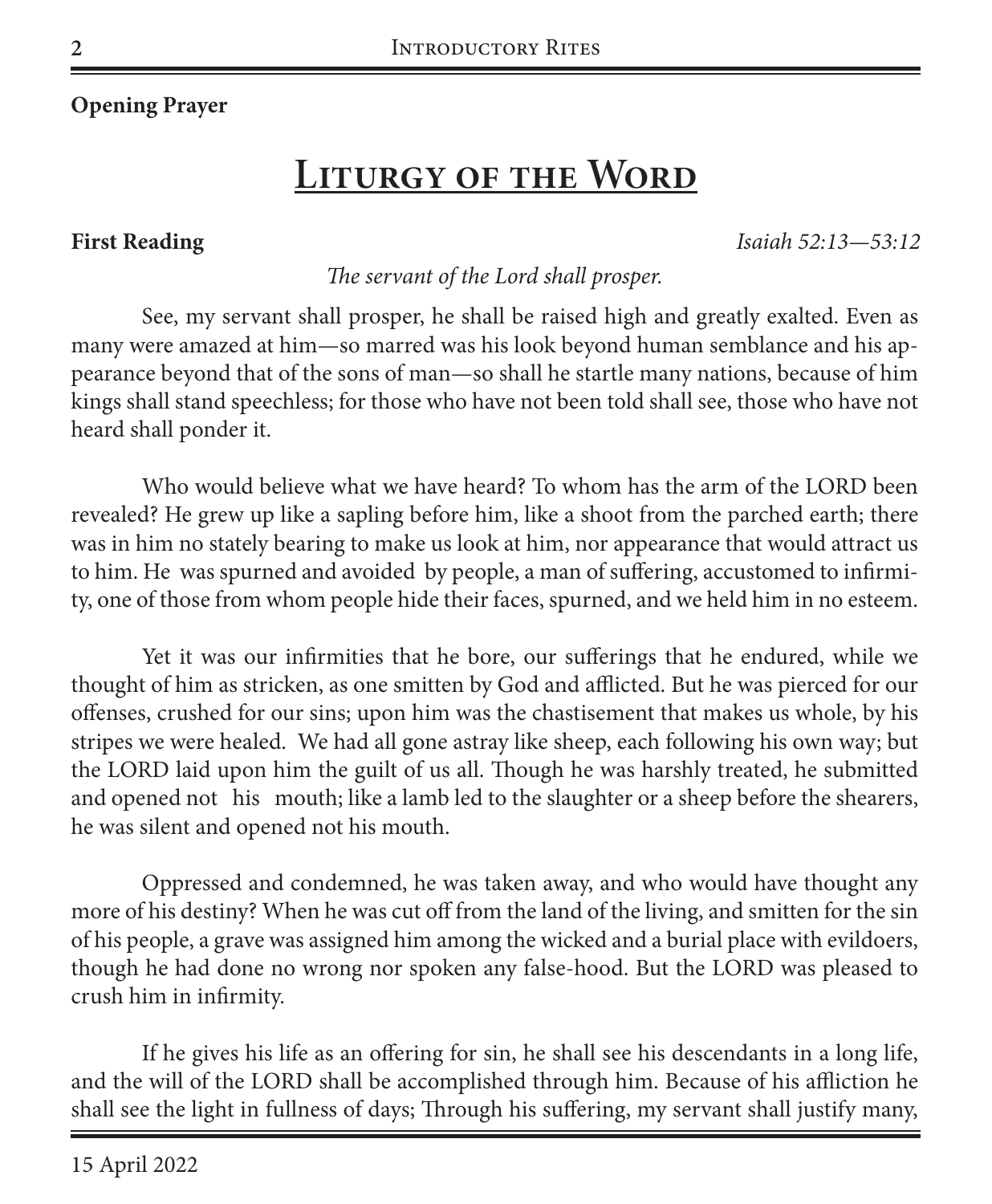**Opening Prayer**

# Liturgy of the Word

**First Reading** *Isaiah 52:13—53:12*

*The servant of the Lord shall prosper.*

See, my servant shall prosper, he shall be raised high and greatly exalted. Even as many were amazed at him—so marred was his look beyond human semblance and his appearance beyond that of the sons of man—so shall he startle many nations, because of him kings shall stand speechless; for those who have not been told shall see, those who have not heard shall ponder it.

Who would believe what we have heard? To whom has the arm of the LORD been revealed? He grew up like a sapling before him, like a shoot from the parched earth; there was in him no stately bearing to make us look at him, nor appearance that would attract us to him. He was spurned and avoided by people, a man of suffering, accustomed to infirmity, one of those from whom people hide their faces, spurned, and we held him in no esteem.

Yet it was our infirmities that he bore, our sufferings that he endured, while we thought of him as stricken, as one smitten by God and afflicted. But he was pierced for our offenses, crushed for our sins; upon him was the chastisement that makes us whole, by his stripes we were healed. We had all gone astray like sheep, each following his own way; but the LORD laid upon him the guilt of us all. Though he was harshly treated, he submitted and opened not his mouth; like a lamb led to the slaughter or a sheep before the shearers, he was silent and opened not his mouth.

Oppressed and condemned, he was taken away, and who would have thought any more of his destiny? When he was cut off from the land of the living, and smitten for the sin of his people, a grave was assigned him among the wicked and a burial place with evildoers, though he had done no wrong nor spoken any false-hood. But the LORD was pleased to crush him in infirmity.

If he gives his life as an offering for sin, he shall see his descendants in a long life, and the will of the LORD shall be accomplished through him. Because of his affliction he shall see the light in fullness of days; Through his suffering, my servant shall justify many,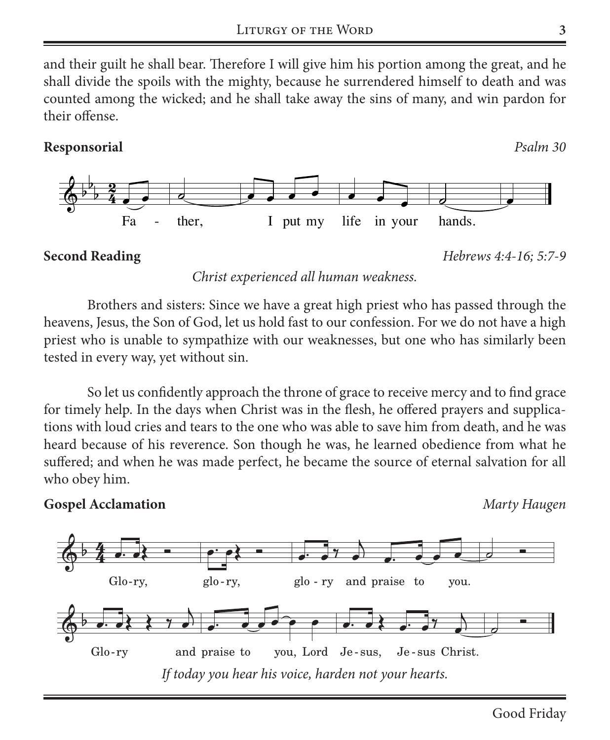and their guilt he shall bear. Therefore I will give him his portion among the great, and he shall divide the spoils with the mighty, because he surrendered himself to death and was counted among the wicked; and he shall take away the sins of many, and win pardon for their offense.

**Responsorial** *Psalm 30*

Fa - ther, I put my life in your hands.

**Second Reading** *Hebrews 4:4-16; 5:7-9*

*Christ experienced all human weakness.*

Brothers and sisters: Since we have a great high priest who has passed through the heavens, Jesus, the Son of God, let us hold fast to our confession. For we do not have a high priest who is unable to sympathize with our weaknesses, but one who has similarly been tested in every way, yet without sin.

So let us confidently approach the throne of grace to receive mercy and to find grace for timely help. In the days when Christ was in the flesh, he offered prayers and supplications with loud cries and tears to the one who was able to save him from death, and he was heard because of his reverence. Son though he was, he learned obedience from what he suffered; and when he was made perfect, he became the source of eternal salvation for all who obey him.

**Gospel Acclamation** *Marty Haugen*

Glo-ry, glo-ry, glo - ry and praise to you.

Glo-ry and praise to you, Lord Je-sus, Je-sus Christ.

*If today you hear his voice, harden not your hearts.*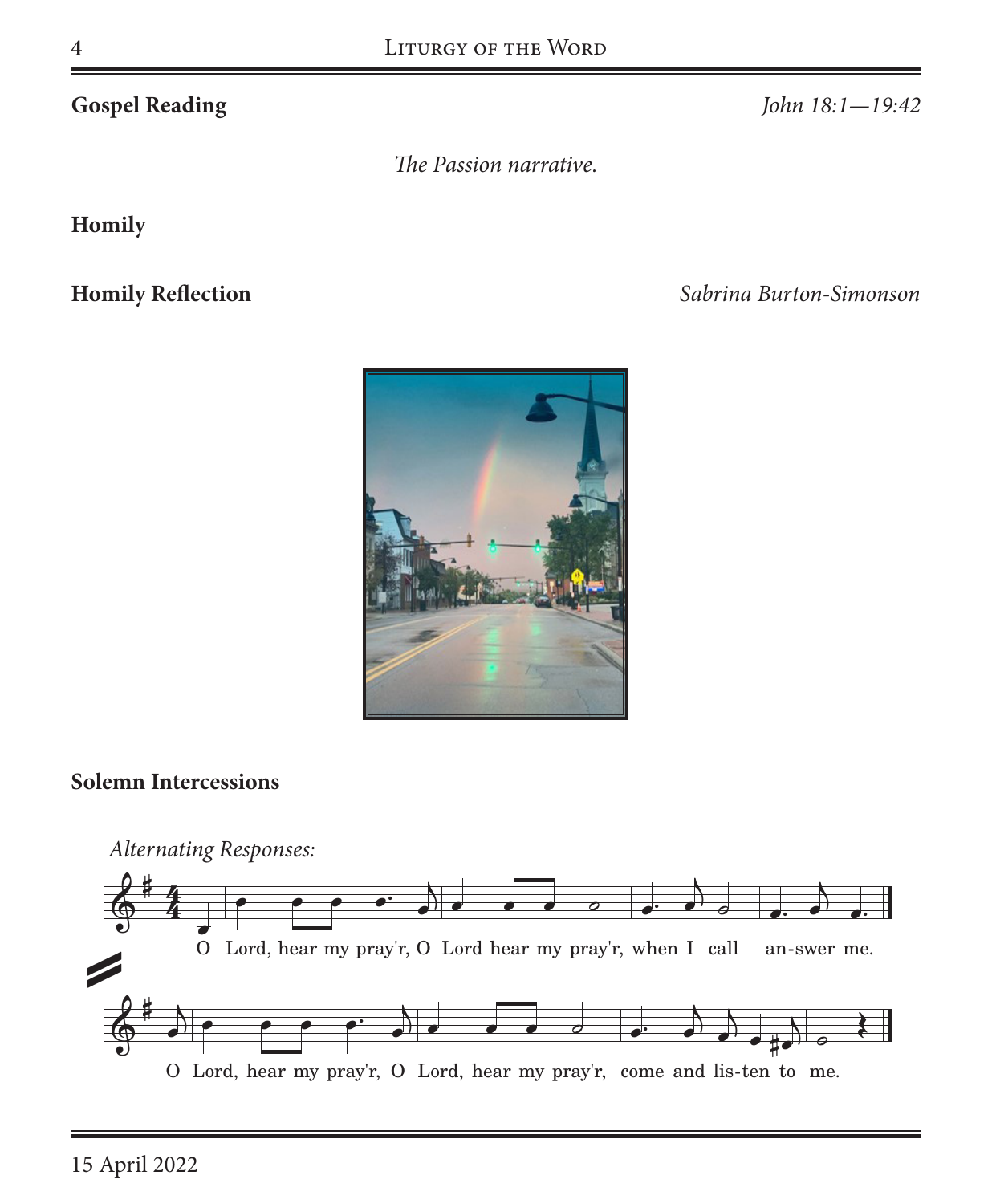**Gospel Reading** *John 18:1—19:42*

*The Passion narrative.*

**Homily**

**Homily Reflection** *Sabrina Burton-Simonson*

**Solemn Intercessions**

*Alternating Responses:*

O Lord, hear my pray'r, O Lord hear my pray'r, when I call an-swer me.

O Lord, hear my pray'r, O Lord, hear my pray'r, come and lis-ten to me.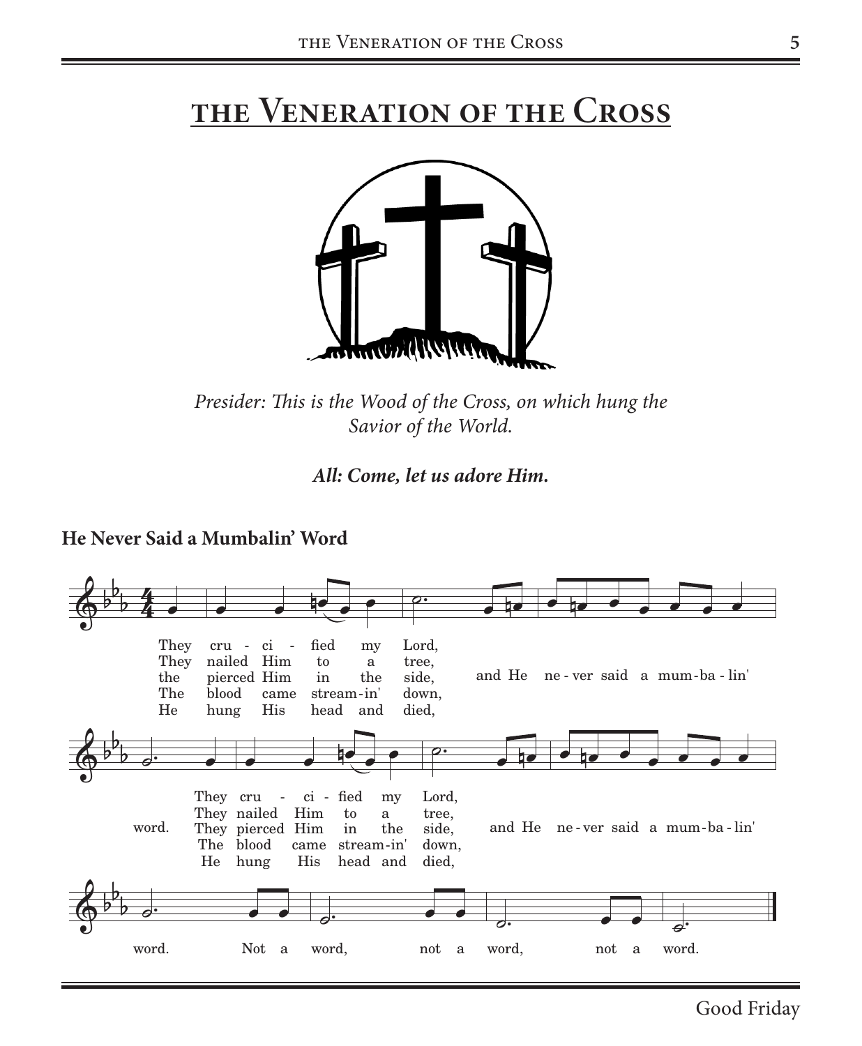# the Veneration of the Cross

*Presider: This is the Wood of the Cross, on which hung the Savior of the World.*

***All: Come, let us adore Him.***

**He Never Said a Mumbalin' Word**

They cru - ci - fied my Lord,
They nailed Him to a tree,
the pierced Him in the side,
The blood came stream-in' down,
He hung His head and died,
and He ne - ver said a mum-ba - lin' word.

They cru - ci - fied my Lord,
They nailed Him to a tree,
They pierced Him in the side,
The blood came stream-in' down,
He hung His head and died,
and He ne - ver said a mum-ba - lin' word.

Not a word, not a word, not a word.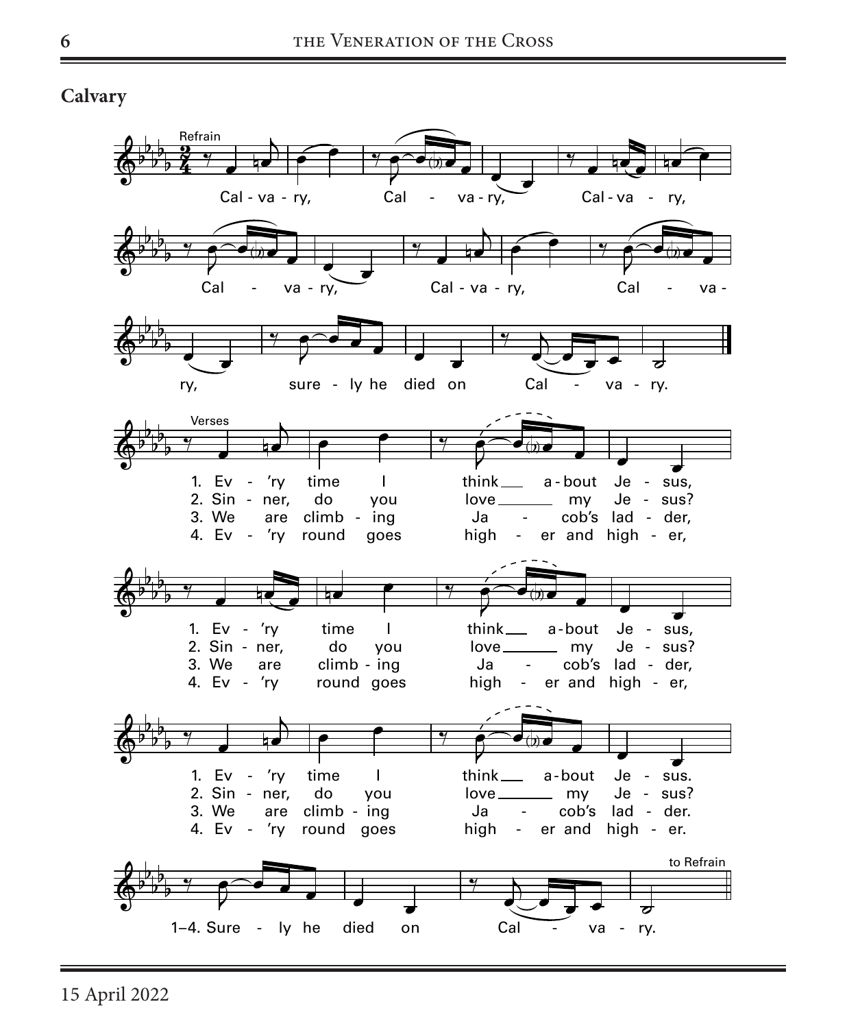## Calvary

Refrain

Cal - va - ry, Cal - va - ry, Cal - va - ry, Cal - va - ry, Cal - va - ry, Cal - va - ry, sure - ly he died on Cal - va - ry.

Verses

1. Ev - 'ry time I think about Je - sus,
2. Sin - ner, do you love my Je - sus?
3. We are climb - ing Ja - cob's lad - der,
4. Ev - 'ry round goes high - er and high - er,

1. Ev - 'ry time I think about Je - sus,
2. Sin - ner, do you love my Je - sus?
3. We are climb - ing Ja - cob's lad - der,
4. Ev - 'ry round goes high - er and high - er,

1. Ev - 'ry time I think about Je - sus.
2. Sin - ner, do you love my Je - sus?
3. We are climb - ing Ja - cob's lad - der.
4. Ev - 'ry round goes high - er and high - er.

1–4. Sure - ly he died on Cal - va - ry.

to Refrain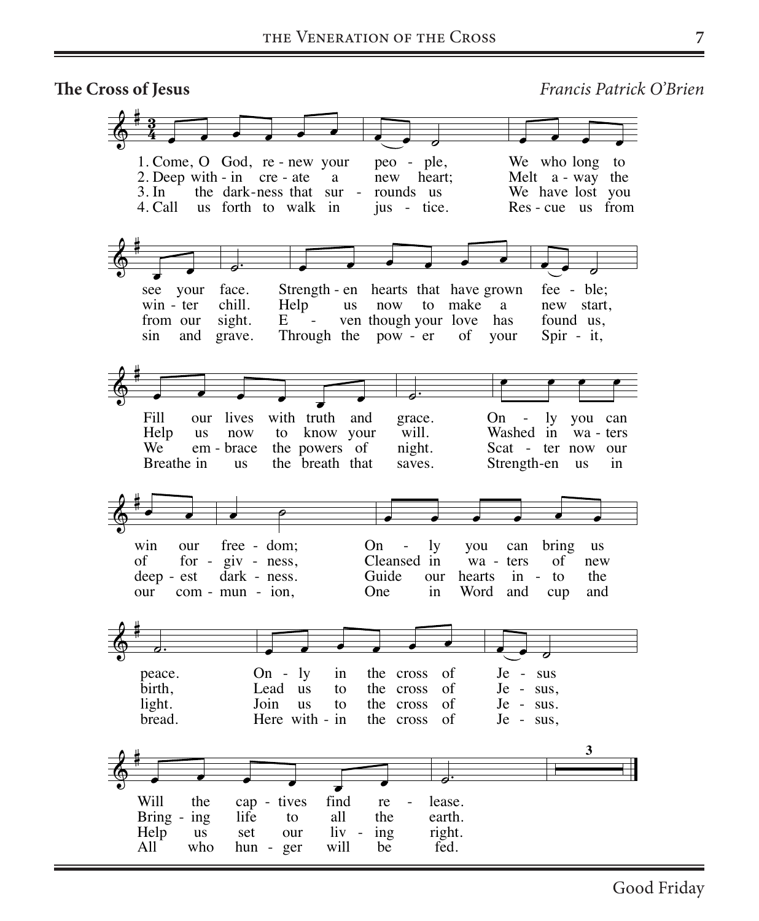**The Cross of Jesus** *Francis Patrick O'Brien*

1. Come, O God, renew your people,
We who long to see your face.
Strengthen hearts that have grown feeble;
Fill our lives with truth and grace.
Only you can win our freedom;
Only you can bring us peace.
Only in the cross of Jesus
Will the captives find release.

2. Deep within create a new heart;
Melt away the winter chill.
Help us now to make a new start,
Help us now to know your will.
Washed in waters of forgiveness,
Cleansed in waters of new birth,
Lead us to the cross of Jesus,
Bringing life to all the earth.

3. In the darkness that surrounds us
We have lost you from our sight.
Even though your love has found us,
We embrace the powers of night.
Scatter now our deepest darkness.
Guide our hearts into the light.
Join us to the cross of Jesus.
Help us set our living right.

4. Call us forth to walk in justice.
Rescue us from sin and grave.
Through the power of your Spirit,
Breathe in us the breath that saves.
Strengthen us in our communion,
One in Word and cup and bread.
Here within the cross of Jesus,
All who hunger will be fed.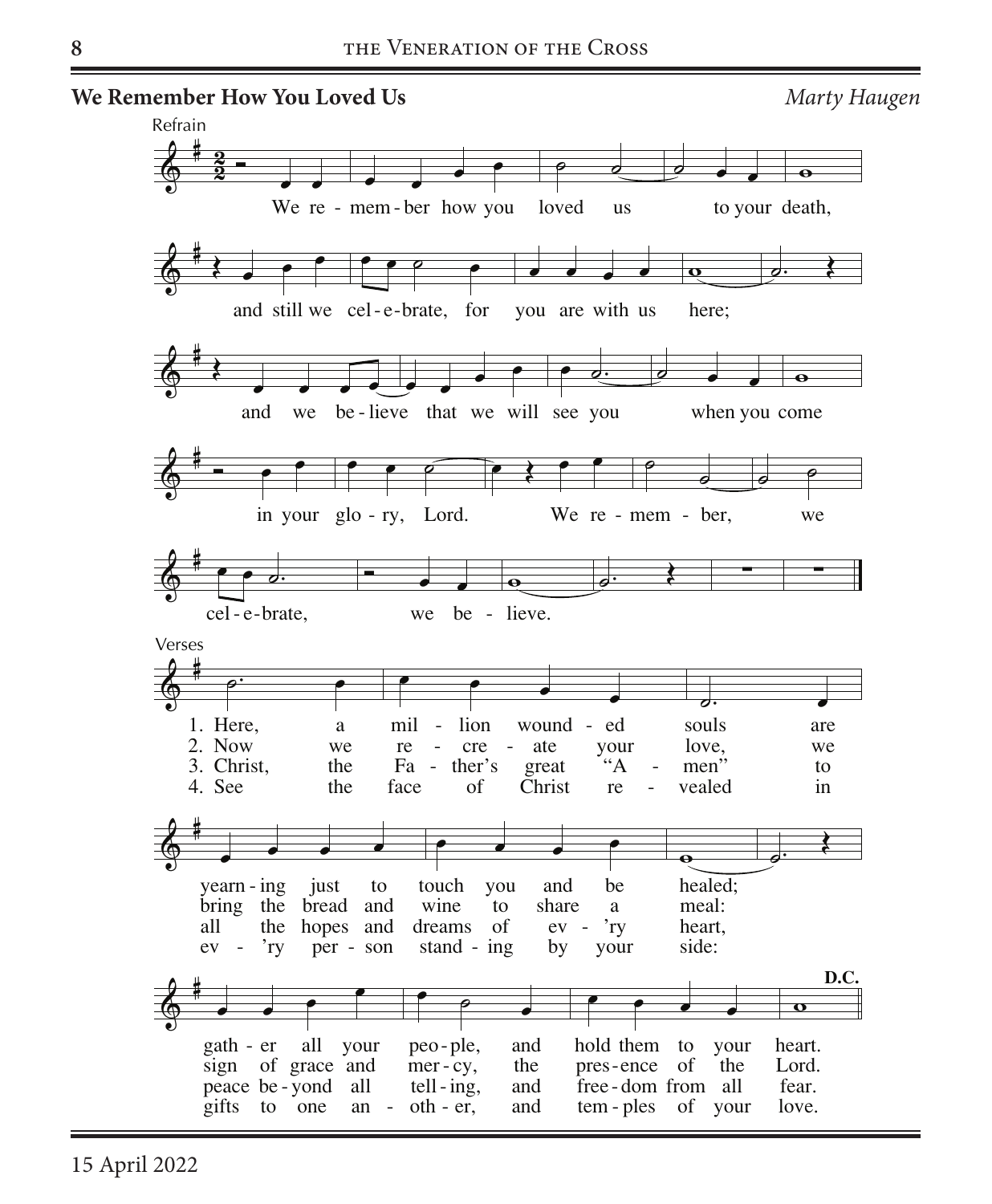## We Remember How You Loved Us

*Marty Haugen*

Refrain

We re - mem - ber how you loved us to your death,
and still we cel - e - brate, for you are with us here;
and we be - lieve that we will see you when you come
in your glo - ry, Lord. We re - mem - ber, we
cel - e - brate, we be - lieve.

Verses

1. Here, a mil - lion wound - ed souls are yearn - ing just to touch you and be healed; gath - er all your peo - ple, and hold them to your heart.
2. Now we re - cre - ate your love, we bring the bread and wine to share a meal: sign of grace and mer - cy, the pres - ence of the Lord.
3. Christ, the Fa - ther's great "A - men" to all the hopes and dreams of ev - 'ry heart, peace be - yond all tell - ing, and free - dom from all fear.
4. See the face of Christ re - vealed in ev - 'ry per - son stand - ing by your side: gifts to one an - oth - er, and tem - ples of your love.

**D.C.**

15 April 2022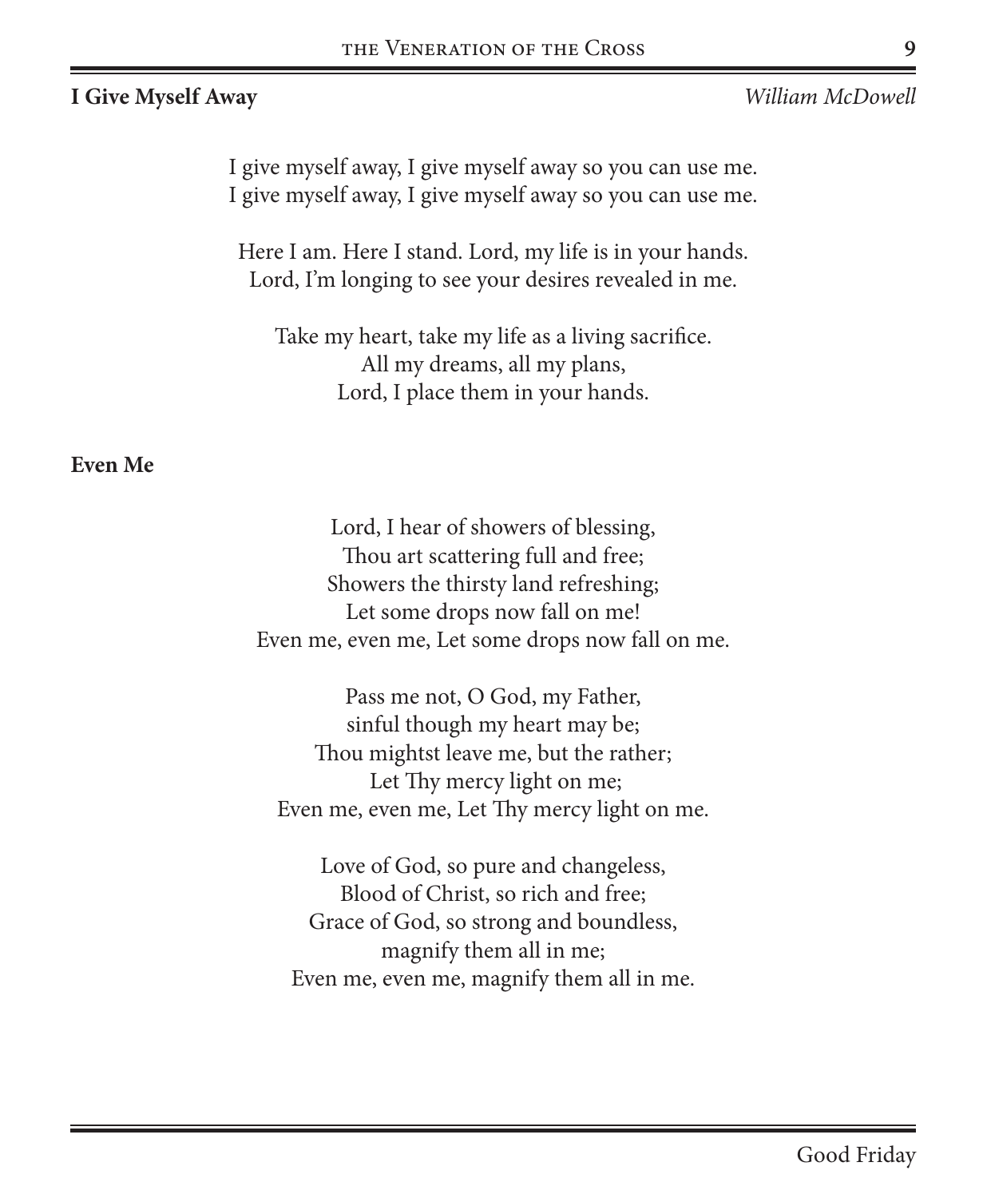**I Give Myself Away** *William McDowell*

I give myself away, I give myself away so you can use me.
I give myself away, I give myself away so you can use me.

Here I am. Here I stand. Lord, my life is in your hands.
Lord, I'm longing to see your desires revealed in me.

Take my heart, take my life as a living sacrifice.
All my dreams, all my plans,
Lord, I place them in your hands.

**Even Me**

Lord, I hear of showers of blessing,
Thou art scattering full and free;
Showers the thirsty land refreshing;
Let some drops now fall on me!
Even me, even me, Let some drops now fall on me.

Pass me not, O God, my Father,
sinful though my heart may be;
Thou mightst leave me, but the rather;
Let Thy mercy light on me;
Even me, even me, Let Thy mercy light on me.

Love of God, so pure and changeless,
Blood of Christ, so rich and free;
Grace of God, so strong and boundless,
magnify them all in me;
Even me, even me, magnify them all in me.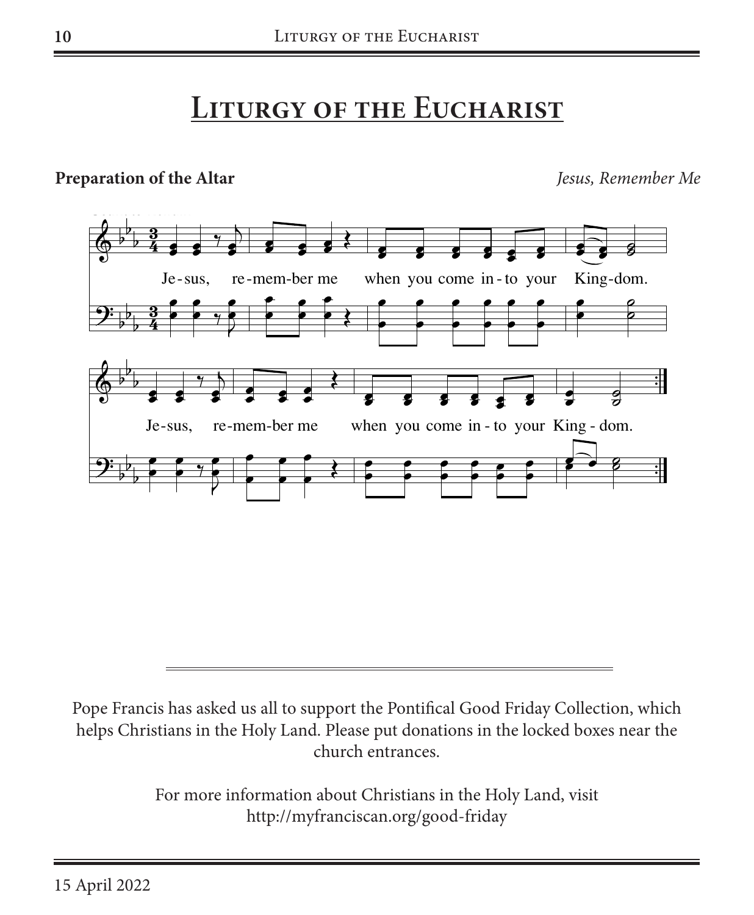# Liturgy of the Eucharist

**Preparation of the Altar** *Jesus, Remember Me*

Je-sus, re-mem-ber me when you come in-to your King-dom.

Je-sus, re-mem-ber me when you come in-to your King-dom.

Pope Francis has asked us all to support the Pontifical Good Friday Collection, which helps Christians in the Holy Land. Please put donations in the locked boxes near the church entrances.

For more information about Christians in the Holy Land, visit http://myfranciscan.org/good-friday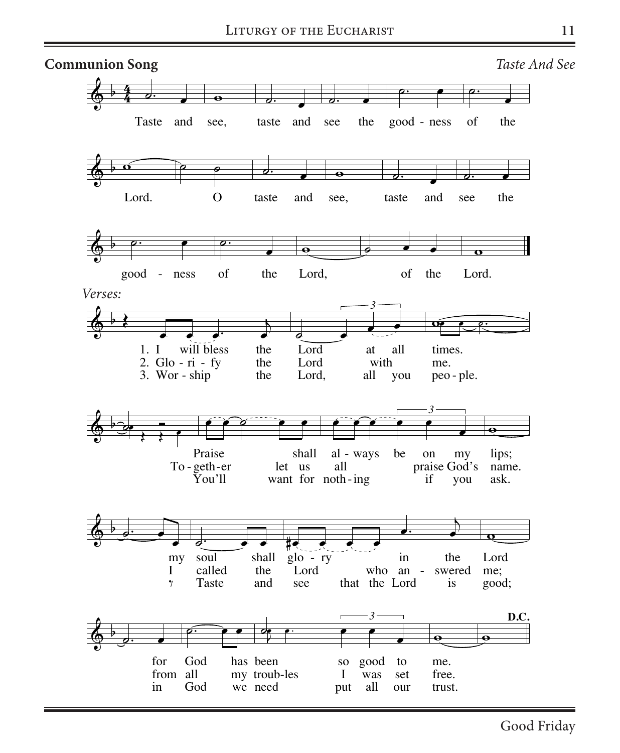**Communion Song** *Taste And See*

Taste and see, taste and see the good - ness of the Lord. O taste and see, taste and see the good - ness of the Lord, of the Lord.

*Verses:*

1. I will bless the Lord at all times. Praise shall al - ways be on my lips; my soul shall glo - ry in the Lord for God has been so good to me.
2. Glo - ri - fy the Lord with me. To - geth - er let us all praise God's name. I called the Lord who an - swered me; from all my troub-les I was set free.
3. Wor - ship the Lord, all you peo - ple. You'll want for noth - ing if you ask. Taste and see that the Lord is good; in God we need put all our trust.

**D.C.**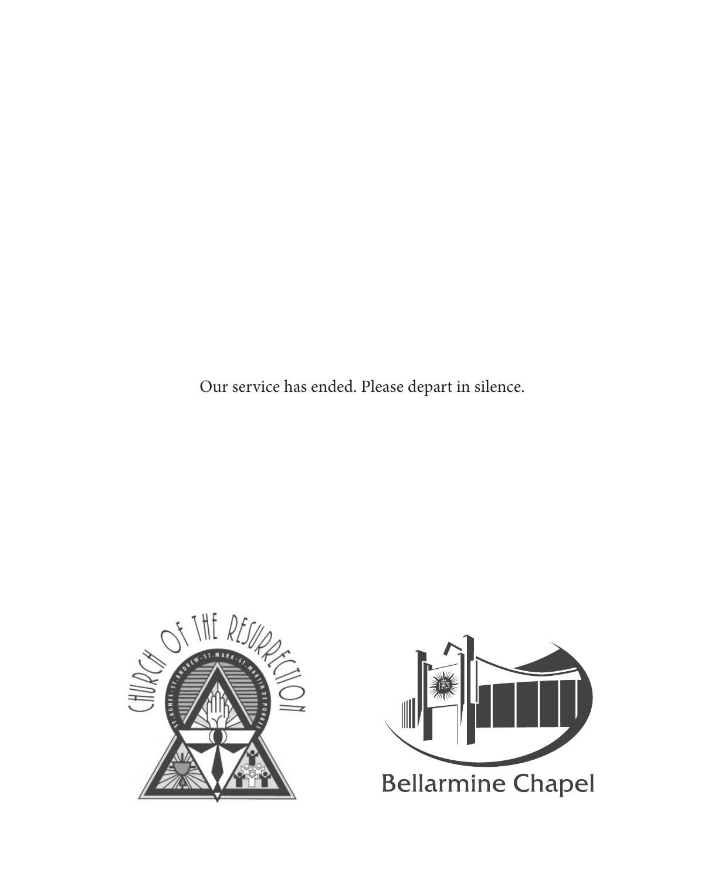Our service has ended. Please depart in silence.